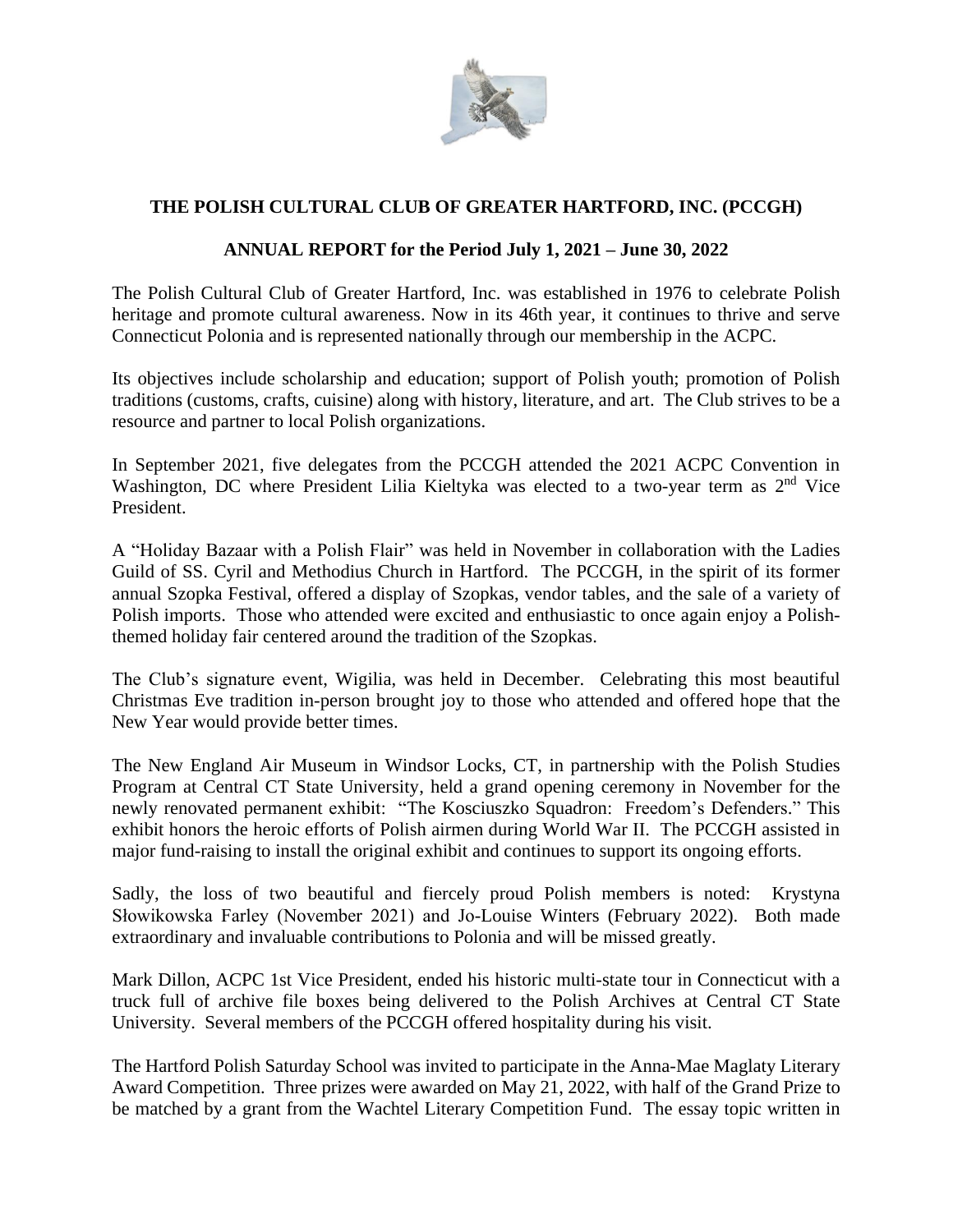**THE POLISH CULTURAL CLUB OF GREATER HARTFORD, INC. (PCCGH)**

**ANNUAL REPORT for the Period July 1, 2021 – June 30, 2022**

The Polish Cultural Club of Greater Hartford, Inc. was established in 1976 to celebrate Polish heritage and promote cultural awareness. Now in its 46th year, it continues to thrive and serve Connecticut Polonia and is represented nationally through our membership in the ACPC.

Its objectives include scholarship and education; support of Polish youth; promotion of Polish traditions (customs, crafts, cuisine) along with history, literature, and art. The Club strives to be a resource and partner to local Polish organizations.

In September 2021, five delegates from the PCCGH attended the 2021 ACPC Convention in Washington, DC where President Lilia Kieltyka was elected to a two-year term as 2nd Vice President.

A "Holiday Bazaar with a Polish Flair" was held in November in collaboration with the Ladies Guild of SS. Cyril and Methodius Church in Hartford. The PCCGH, in the spirit of its former annual Szopka Festival, offered a display of Szopkas, vendor tables, and the sale of a variety of Polish imports. Those who attended were excited and enthusiastic to once again enjoy a Polish-themed holiday fair centered around the tradition of the Szopkas.

The Club's signature event, Wigilia, was held in December. Celebrating this most beautiful Christmas Eve tradition in-person brought joy to those who attended and offered hope that the New Year would provide better times.

The New England Air Museum in Windsor Locks, CT, in partnership with the Polish Studies Program at Central CT State University, held a grand opening ceremony in November for the newly renovated permanent exhibit: "The Kosciuszko Squadron: Freedom's Defenders." This exhibit honors the heroic efforts of Polish airmen during World War II. The PCCGH assisted in major fund-raising to install the original exhibit and continues to support its ongoing efforts.

Sadly, the loss of two beautiful and fiercely proud Polish members is noted: Krystyna Słowikowska Farley (November 2021) and Jo-Louise Winters (February 2022). Both made extraordinary and invaluable contributions to Polonia and will be missed greatly.

Mark Dillon, ACPC 1st Vice President, ended his historic multi-state tour in Connecticut with a truck full of archive file boxes being delivered to the Polish Archives at Central CT State University. Several members of the PCCGH offered hospitality during his visit.

The Hartford Polish Saturday School was invited to participate in the Anna-Mae Maglaty Literary Award Competition. Three prizes were awarded on May 21, 2022, with half of the Grand Prize to be matched by a grant from the Wachtel Literary Competition Fund. The essay topic written in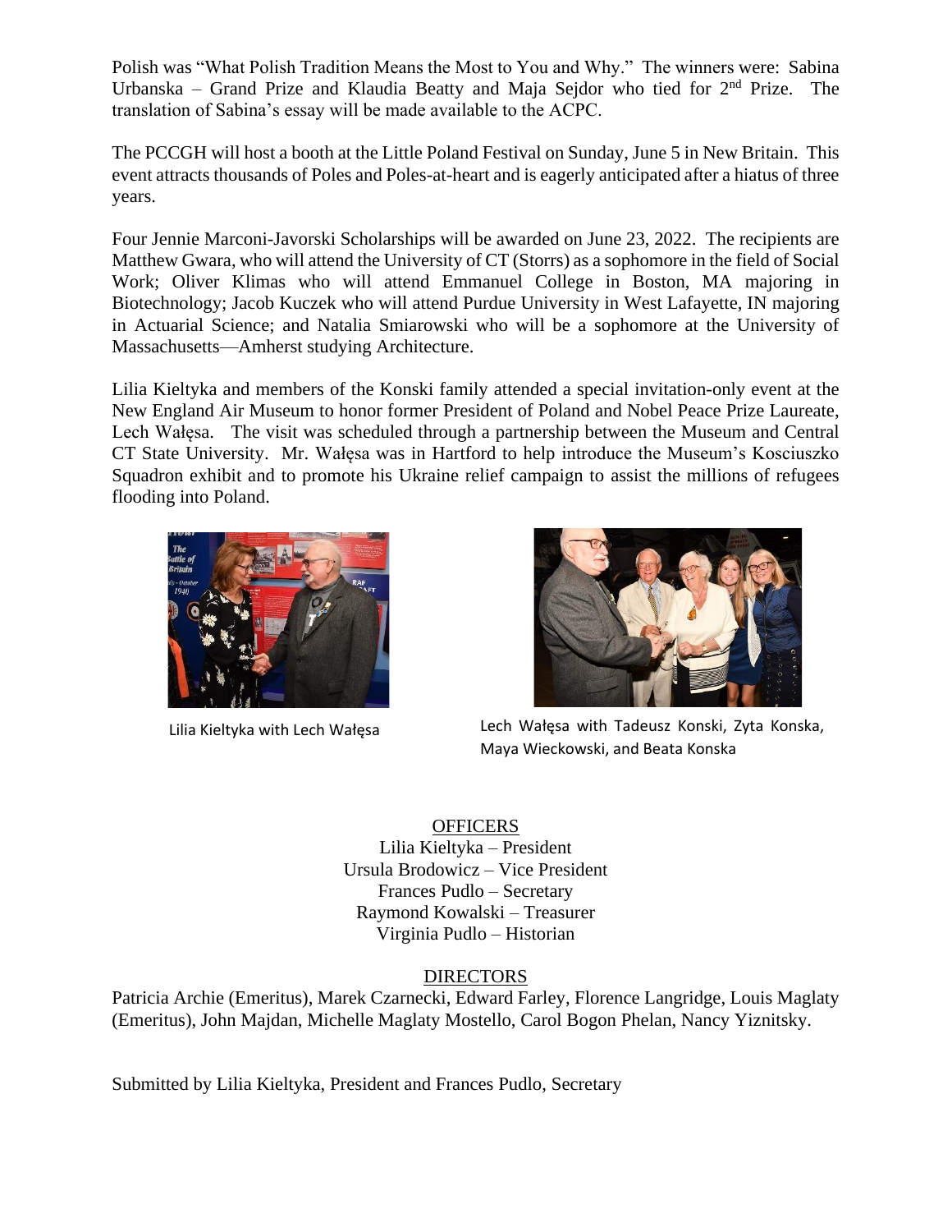Polish was "What Polish Tradition Means the Most to You and Why." The winners were: Sabina Urbanska – Grand Prize and Klaudia Beatty and Maja Sejdor who tied for 2nd Prize. The translation of Sabina's essay will be made available to the ACPC.

The PCCGH will host a booth at the Little Poland Festival on Sunday, June 5 in New Britain. This event attracts thousands of Poles and Poles-at-heart and is eagerly anticipated after a hiatus of three years.

Four Jennie Marconi-Javorski Scholarships will be awarded on June 23, 2022. The recipients are Matthew Gwara, who will attend the University of CT (Storrs) as a sophomore in the field of Social Work; Oliver Klimas who will attend Emmanuel College in Boston, MA majoring in Biotechnology; Jacob Kuczek who will attend Purdue University in West Lafayette, IN majoring in Actuarial Science; and Natalia Smiarowski who will be a sophomore at the University of Massachusetts—Amherst studying Architecture.

Lilia Kieltyka and members of the Konski family attended a special invitation-only event at the New England Air Museum to honor former President of Poland and Nobel Peace Prize Laureate, Lech Wałęsa. The visit was scheduled through a partnership between the Museum and Central CT State University. Mr. Wałęsa was in Hartford to help introduce the Museum's Kosciuszko Squadron exhibit and to promote his Ukraine relief campaign to assist the millions of refugees flooding into Poland.

Lilia Kieltyka with Lech Wałęsa

Lech Wałęsa with Tadeusz Konski, Zyta Konska, Maya Wieckowski, and Beata Konska

OFFICERS

Lilia Kieltyka – President
Ursula Brodowicz – Vice President
Frances Pudlo – Secretary
Raymond Kowalski – Treasurer
Virginia Pudlo – Historian

DIRECTORS

Patricia Archie (Emeritus), Marek Czarnecki, Edward Farley, Florence Langridge, Louis Maglaty (Emeritus), John Majdan, Michelle Maglaty Mostello, Carol Bogon Phelan, Nancy Yiznitsky.

Submitted by Lilia Kieltyka, President and Frances Pudlo, Secretary